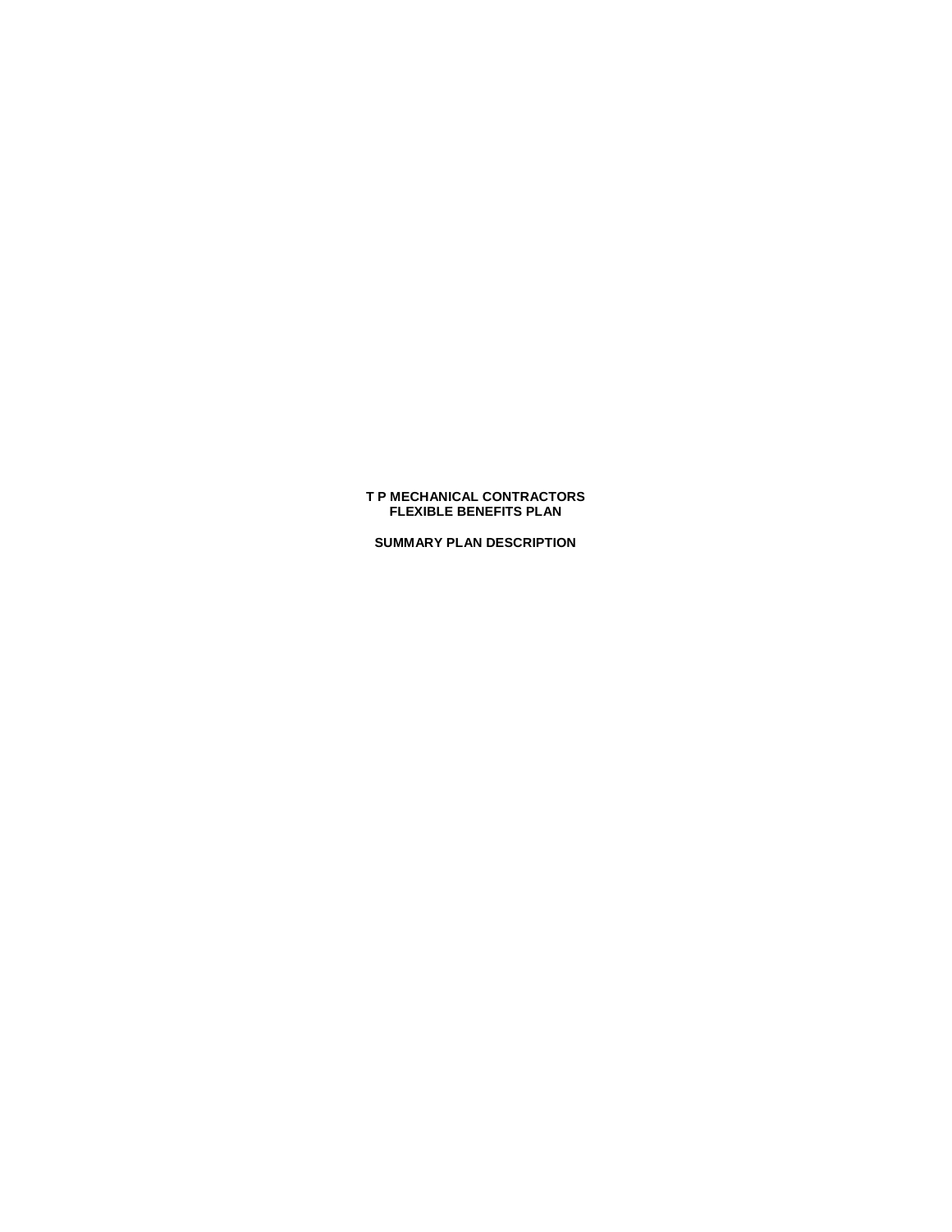# T P MECHANICAL CONTRACTORS
# FLEXIBLE BENEFITS PLAN

## SUMMARY PLAN DESCRIPTION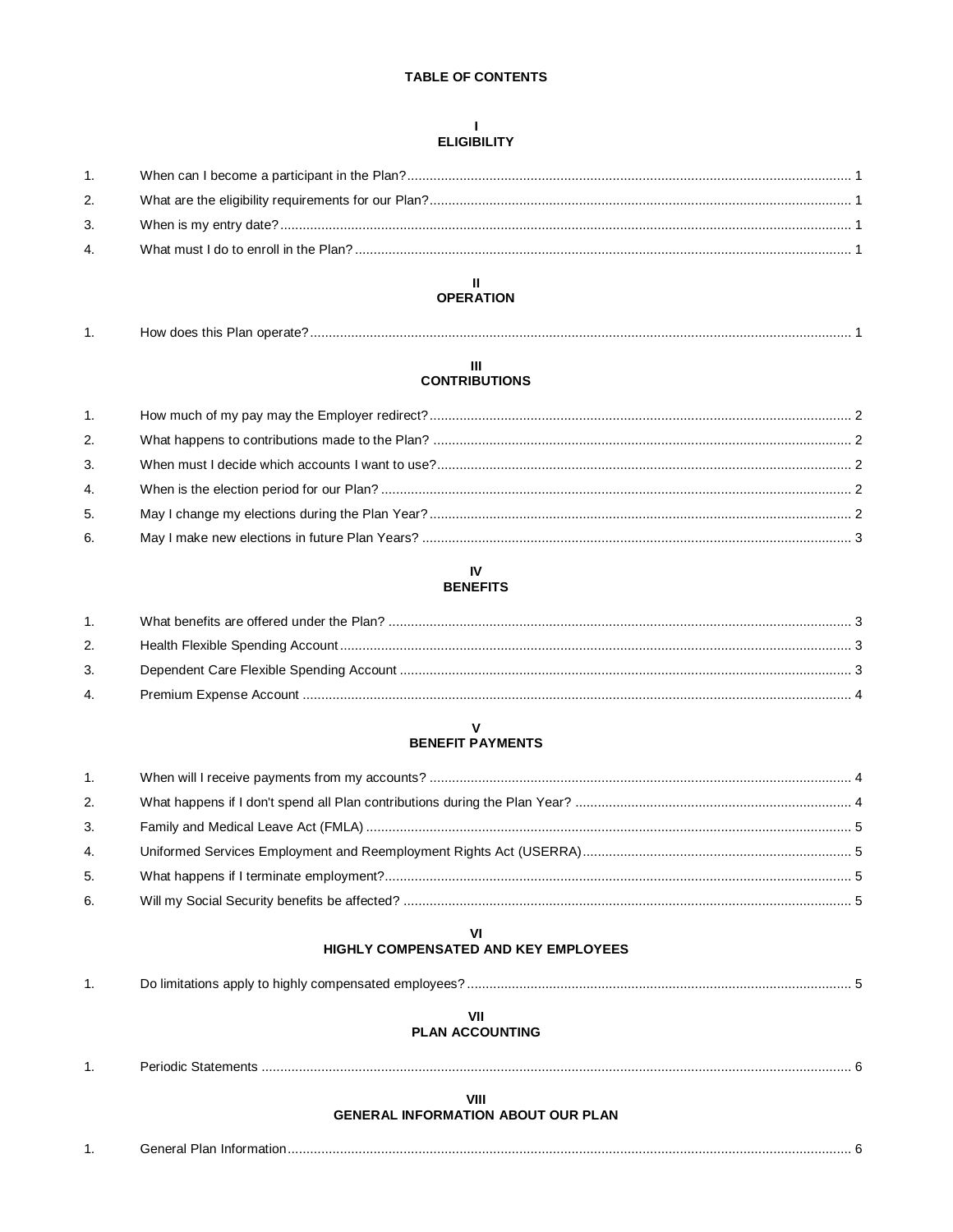# TABLE OF CONTENTS

## I
## ELIGIBILITY

1. When can I become a participant in the Plan? ..... 1
2. What are the eligibility requirements for our Plan? ..... 1
3. When is my entry date? ..... 1
4. What must I do to enroll in the Plan? ..... 1

## II
## OPERATION

1. How does this Plan operate? ..... 1

## III
## CONTRIBUTIONS

1. How much of my pay may the Employer redirect? ..... 2
2. What happens to contributions made to the Plan? ..... 2
3. When must I decide which accounts I want to use? ..... 2
4. When is the election period for our Plan? ..... 2
5. May I change my elections during the Plan Year? ..... 2
6. May I make new elections in future Plan Years? ..... 3

## IV
## BENEFITS

1. What benefits are offered under the Plan? ..... 3
2. Health Flexible Spending Account ..... 3
3. Dependent Care Flexible Spending Account ..... 3
4. Premium Expense Account ..... 4

## V
## BENEFIT PAYMENTS

1. When will I receive payments from my accounts? ..... 4
2. What happens if I don't spend all Plan contributions during the Plan Year? ..... 4
3. Family and Medical Leave Act (FMLA) ..... 5
4. Uniformed Services Employment and Reemployment Rights Act (USERRA) ..... 5
5. What happens if I terminate employment? ..... 5
6. Will my Social Security benefits be affected? ..... 5

## VI
## HIGHLY COMPENSATED AND KEY EMPLOYEES

1. Do limitations apply to highly compensated employees? ..... 5

## VII
## PLAN ACCOUNTING

1. Periodic Statements ..... 6

## VIII
## GENERAL INFORMATION ABOUT OUR PLAN

1. General Plan Information ..... 6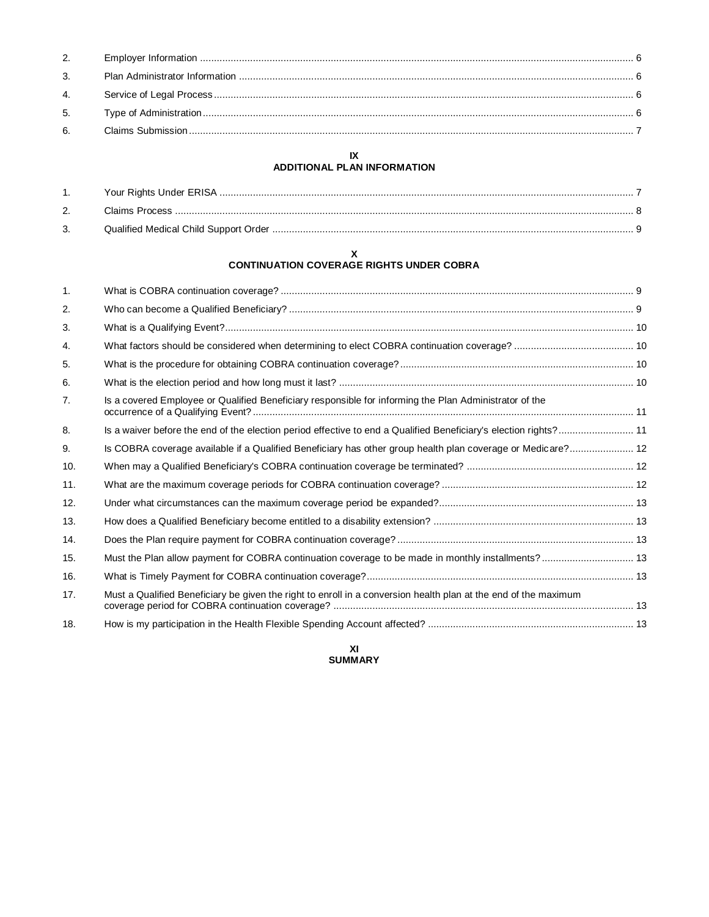2. Employer Information ... 6

3. Plan Administrator Information ... 6

4. Service of Legal Process ... 6

5. Type of Administration ... 6

6. Claims Submission ... 7

## IX
## ADDITIONAL PLAN INFORMATION

1. Your Rights Under ERISA ... 7

2. Claims Process ... 8

3. Qualified Medical Child Support Order ... 9

## X
## CONTINUATION COVERAGE RIGHTS UNDER COBRA

1. What is COBRA continuation coverage? ... 9

2. Who can become a Qualified Beneficiary? ... 9

3. What is a Qualifying Event? ... 10

4. What factors should be considered when determining to elect COBRA continuation coverage? ... 10

5. What is the procedure for obtaining COBRA continuation coverage? ... 10

6. What is the election period and how long must it last? ... 10

7. Is a covered Employee or Qualified Beneficiary responsible for informing the Plan Administrator of the occurrence of a Qualifying Event? ... 11

8. Is a waiver before the end of the election period effective to end a Qualified Beneficiary's election rights? ... 11

9. Is COBRA coverage available if a Qualified Beneficiary has other group health plan coverage or Medicare? ... 12

10. When may a Qualified Beneficiary's COBRA continuation coverage be terminated? ... 12

11. What are the maximum coverage periods for COBRA continuation coverage? ... 12

12. Under what circumstances can the maximum coverage period be expanded? ... 13

13. How does a Qualified Beneficiary become entitled to a disability extension? ... 13

14. Does the Plan require payment for COBRA continuation coverage? ... 13

15. Must the Plan allow payment for COBRA continuation coverage to be made in monthly installments? ... 13

16. What is Timely Payment for COBRA continuation coverage? ... 13

17. Must a Qualified Beneficiary be given the right to enroll in a conversion health plan at the end of the maximum coverage period for COBRA continuation coverage? ... 13

18. How is my participation in the Health Flexible Spending Account affected? ... 13

## XI
## SUMMARY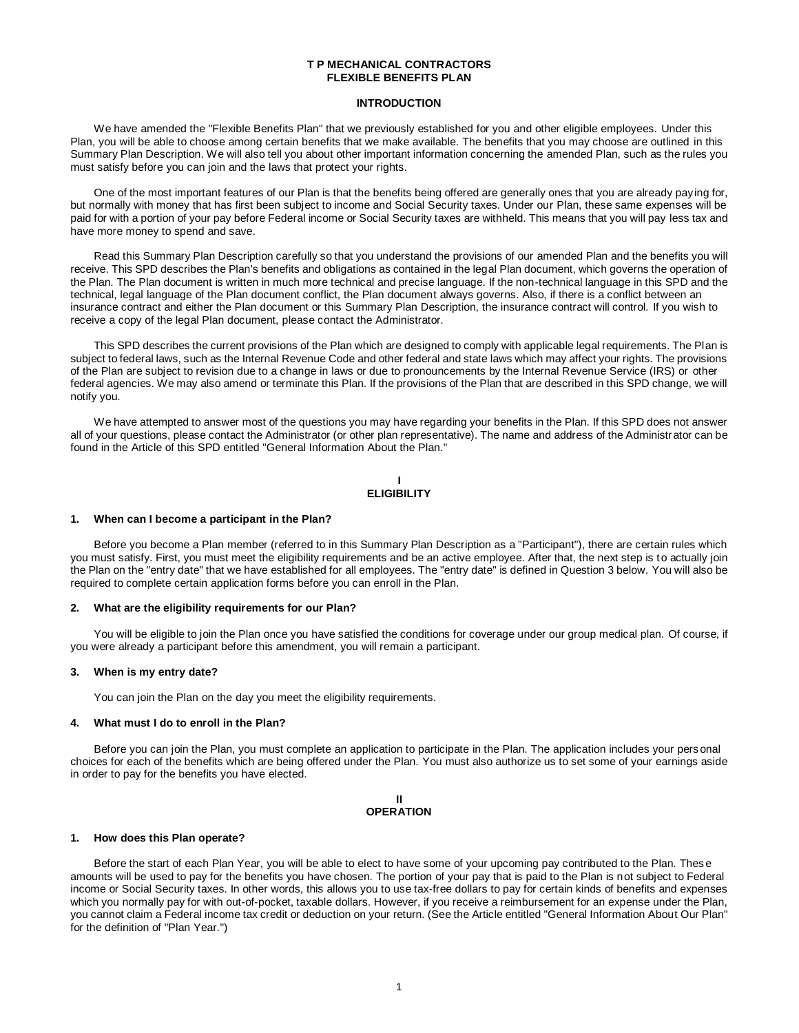# T P MECHANICAL CONTRACTORS
# FLEXIBLE BENEFITS PLAN

## INTRODUCTION

We have amended the "Flexible Benefits Plan" that we previously established for you and other eligible employees. Under this Plan, you will be able to choose among certain benefits that we make available. The benefits that you may choose are outlined in this Summary Plan Description. We will also tell you about other important information concerning the amended Plan, such as the rules you must satisfy before you can join and the laws that protect your rights.

One of the most important features of our Plan is that the benefits being offered are generally ones that you are already paying for, but normally with money that has first been subject to income and Social Security taxes. Under our Plan, these same expenses will be paid for with a portion of your pay before Federal income or Social Security taxes are withheld. This means that you will pay less tax and have more money to spend and save.

Read this Summary Plan Description carefully so that you understand the provisions of our amended Plan and the benefits you will receive. This SPD describes the Plan's benefits and obligations as contained in the legal Plan document, which governs the operation of the Plan. The Plan document is written in much more technical and precise language. If the non-technical language in this SPD and the technical, legal language of the Plan document conflict, the Plan document always governs. Also, if there is a conflict between an insurance contract and either the Plan document or this Summary Plan Description, the insurance contract will control. If you wish to receive a copy of the legal Plan document, please contact the Administrator.

This SPD describes the current provisions of the Plan which are designed to comply with applicable legal requirements. The Plan is subject to federal laws, such as the Internal Revenue Code and other federal and state laws which may affect your rights. The provisions of the Plan are subject to revision due to a change in laws or due to pronouncements by the Internal Revenue Service (IRS) or other federal agencies. We may also amend or terminate this Plan. If the provisions of the Plan that are described in this SPD change, we will notify you.

We have attempted to answer most of the questions you may have regarding your benefits in the Plan. If this SPD does not answer all of your questions, please contact the Administrator (or other plan representative). The name and address of the Administrator can be found in the Article of this SPD entitled "General Information About the Plan."

## I
## ELIGIBILITY

### 1. When can I become a participant in the Plan?

Before you become a Plan member (referred to in this Summary Plan Description as a "Participant"), there are certain rules which you must satisfy. First, you must meet the eligibility requirements and be an active employee. After that, the next step is to actually join the Plan on the "entry date" that we have established for all employees. The "entry date" is defined in Question 3 below. You will also be required to complete certain application forms before you can enroll in the Plan.

### 2. What are the eligibility requirements for our Plan?

You will be eligible to join the Plan once you have satisfied the conditions for coverage under our group medical plan. Of course, if you were already a participant before this amendment, you will remain a participant.

### 3. When is my entry date?

You can join the Plan on the day you meet the eligibility requirements.

### 4. What must I do to enroll in the Plan?

Before you can join the Plan, you must complete an application to participate in the Plan. The application includes your personal choices for each of the benefits which are being offered under the Plan. You must also authorize us to set some of your earnings aside in order to pay for the benefits you have elected.

## II
## OPERATION

### 1. How does this Plan operate?

Before the start of each Plan Year, you will be able to elect to have some of your upcoming pay contributed to the Plan. These amounts will be used to pay for the benefits you have chosen. The portion of your pay that is paid to the Plan is not subject to Federal income or Social Security taxes. In other words, this allows you to use tax-free dollars to pay for certain kinds of benefits and expenses which you normally pay for with out-of-pocket, taxable dollars. However, if you receive a reimbursement for an expense under the Plan, you cannot claim a Federal income tax credit or deduction on your return. (See the Article entitled "General Information About Our Plan" for the definition of "Plan Year.")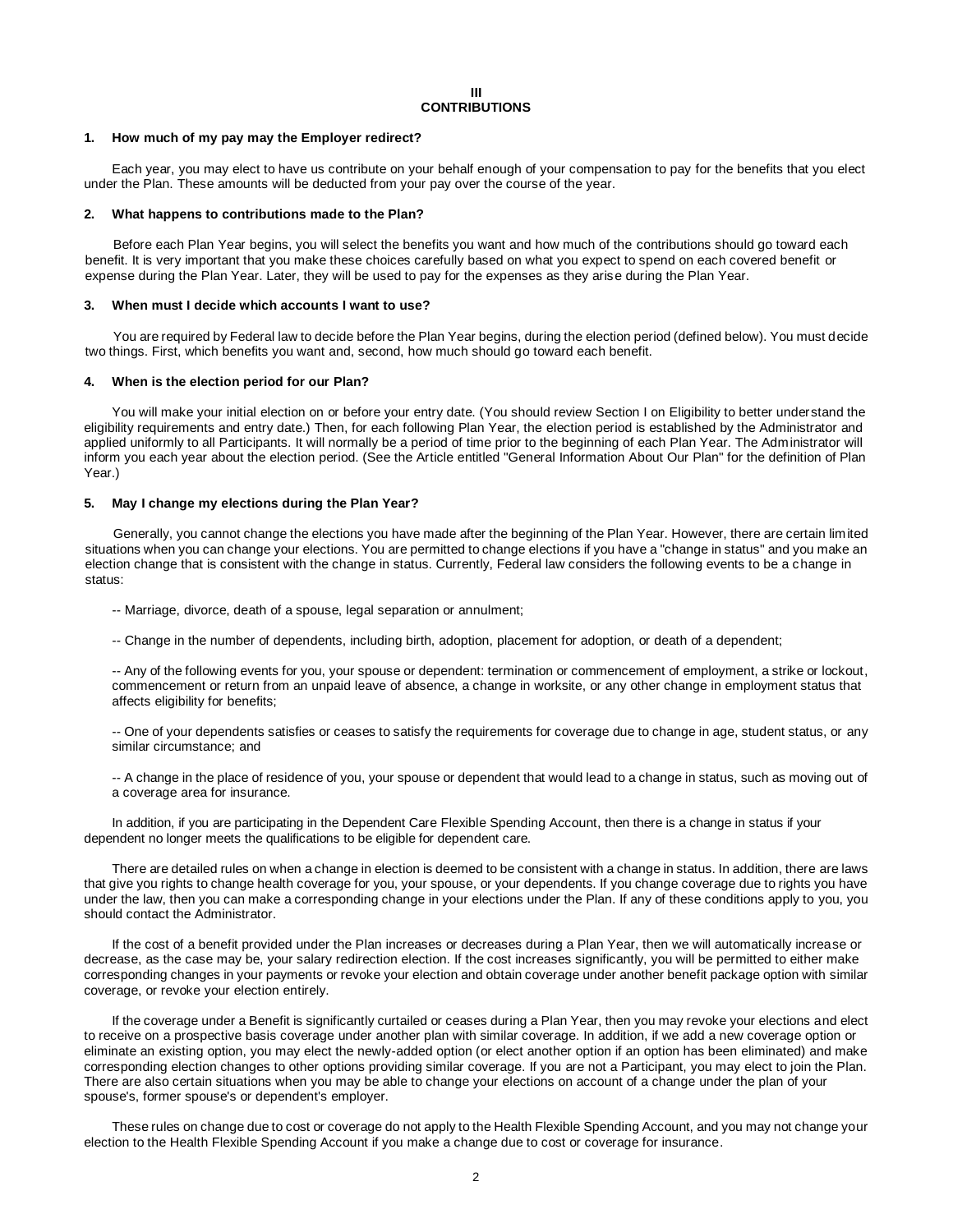## III
## CONTRIBUTIONS

### 1. How much of my pay may the Employer redirect?

Each year, you may elect to have us contribute on your behalf enough of your compensation to pay for the benefits that you elect under the Plan. These amounts will be deducted from your pay over the course of the year.

### 2. What happens to contributions made to the Plan?

Before each Plan Year begins, you will select the benefits you want and how much of the contributions should go toward each benefit. It is very important that you make these choices carefully based on what you expect to spend on each covered benefit or expense during the Plan Year. Later, they will be used to pay for the expenses as they arise during the Plan Year.

### 3. When must I decide which accounts I want to use?

You are required by Federal law to decide before the Plan Year begins, during the election period (defined below). You must decide two things. First, which benefits you want and, second, how much should go toward each benefit.

### 4. When is the election period for our Plan?

You will make your initial election on or before your entry date. (You should review Section I on Eligibility to better understand the eligibility requirements and entry date.) Then, for each following Plan Year, the election period is established by the Administrator and applied uniformly to all Participants. It will normally be a period of time prior to the beginning of each Plan Year. The Administrator will inform you each year about the election period. (See the Article entitled "General Information About Our Plan" for the definition of Plan Year.)

### 5. May I change my elections during the Plan Year?

Generally, you cannot change the elections you have made after the beginning of the Plan Year. However, there are certain limited situations when you can change your elections. You are permitted to change elections if you have a "change in status" and you make an election change that is consistent with the change in status. Currently, Federal law considers the following events to be a change in status:

-- Marriage, divorce, death of a spouse, legal separation or annulment;

-- Change in the number of dependents, including birth, adoption, placement for adoption, or death of a dependent;

-- Any of the following events for you, your spouse or dependent: termination or commencement of employment, a strike or lockout, commencement or return from an unpaid leave of absence, a change in worksite, or any other change in employment status that affects eligibility for benefits;

-- One of your dependents satisfies or ceases to satisfy the requirements for coverage due to change in age, student status, or any similar circumstance; and

-- A change in the place of residence of you, your spouse or dependent that would lead to a change in status, such as moving out of a coverage area for insurance.

In addition, if you are participating in the Dependent Care Flexible Spending Account, then there is a change in status if your dependent no longer meets the qualifications to be eligible for dependent care.

There are detailed rules on when a change in election is deemed to be consistent with a change in status. In addition, there are laws that give you rights to change health coverage for you, your spouse, or your dependents. If you change coverage due to rights you have under the law, then you can make a corresponding change in your elections under the Plan. If any of these conditions apply to you, you should contact the Administrator.

If the cost of a benefit provided under the Plan increases or decreases during a Plan Year, then we will automatically increase or decrease, as the case may be, your salary redirection election. If the cost increases significantly, you will be permitted to either make corresponding changes in your payments or revoke your election and obtain coverage under another benefit package option with similar coverage, or revoke your election entirely.

If the coverage under a Benefit is significantly curtailed or ceases during a Plan Year, then you may revoke your elections and elect to receive on a prospective basis coverage under another plan with similar coverage. In addition, if we add a new coverage option or eliminate an existing option, you may elect the newly-added option (or elect another option if an option has been eliminated) and make corresponding election changes to other options providing similar coverage. If you are not a Participant, you may elect to join the Plan. There are also certain situations when you may be able to change your elections on account of a change under the plan of your spouse's, former spouse's or dependent's employer.

These rules on change due to cost or coverage do not apply to the Health Flexible Spending Account, and you may not change your election to the Health Flexible Spending Account if you make a change due to cost or coverage for insurance.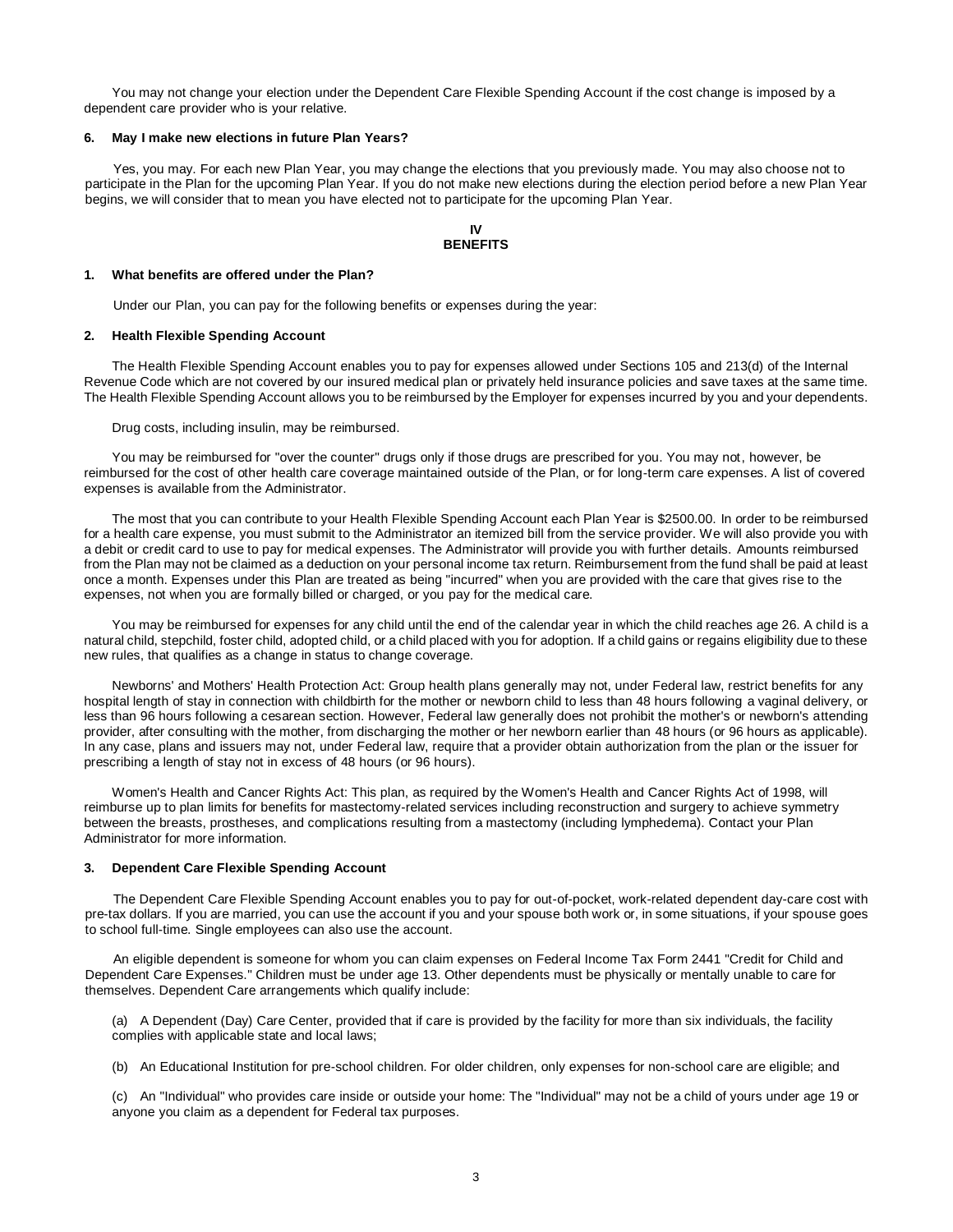You may not change your election under the Dependent Care Flexible Spending Account if the cost change is imposed by a dependent care provider who is your relative.

### 6. May I make new elections in future Plan Years?

Yes, you may. For each new Plan Year, you may change the elections that you previously made. You may also choose not to participate in the Plan for the upcoming Plan Year. If you do not make new elections during the election period before a new Plan Year begins, we will consider that to mean you have elected not to participate for the upcoming Plan Year.

## IV
## BENEFITS

### 1. What benefits are offered under the Plan?

Under our Plan, you can pay for the following benefits or expenses during the year:

### 2. Health Flexible Spending Account

The Health Flexible Spending Account enables you to pay for expenses allowed under Sections 105 and 213(d) of the Internal Revenue Code which are not covered by our insured medical plan or privately held insurance policies and save taxes at the same time. The Health Flexible Spending Account allows you to be reimbursed by the Employer for expenses incurred by you and your dependents.

Drug costs, including insulin, may be reimbursed.

You may be reimbursed for "over the counter" drugs only if those drugs are prescribed for you. You may not, however, be reimbursed for the cost of other health care coverage maintained outside of the Plan, or for long-term care expenses. A list of covered expenses is available from the Administrator.

The most that you can contribute to your Health Flexible Spending Account each Plan Year is $2500.00. In order to be reimbursed for a health care expense, you must submit to the Administrator an itemized bill from the service provider. We will also provide you with a debit or credit card to use to pay for medical expenses. The Administrator will provide you with further details. Amounts reimbursed from the Plan may not be claimed as a deduction on your personal income tax return. Reimbursement from the fund shall be paid at least once a month. Expenses under this Plan are treated as being "incurred" when you are provided with the care that gives rise to the expenses, not when you are formally billed or charged, or you pay for the medical care.

You may be reimbursed for expenses for any child until the end of the calendar year in which the child reaches age 26. A child is a natural child, stepchild, foster child, adopted child, or a child placed with you for adoption. If a child gains or regains eligibility due to these new rules, that qualifies as a change in status to change coverage.

Newborns' and Mothers' Health Protection Act: Group health plans generally may not, under Federal law, restrict benefits for any hospital length of stay in connection with childbirth for the mother or newborn child to less than 48 hours following a vaginal delivery, or less than 96 hours following a cesarean section. However, Federal law generally does not prohibit the mother's or newborn's attending provider, after consulting with the mother, from discharging the mother or her newborn earlier than 48 hours (or 96 hours as applicable). In any case, plans and issuers may not, under Federal law, require that a provider obtain authorization from the plan or the issuer for prescribing a length of stay not in excess of 48 hours (or 96 hours).

Women's Health and Cancer Rights Act: This plan, as required by the Women's Health and Cancer Rights Act of 1998, will reimburse up to plan limits for benefits for mastectomy-related services including reconstruction and surgery to achieve symmetry between the breasts, prostheses, and complications resulting from a mastectomy (including lymphedema). Contact your Plan Administrator for more information.

### 3. Dependent Care Flexible Spending Account

The Dependent Care Flexible Spending Account enables you to pay for out-of-pocket, work-related dependent day-care cost with pre-tax dollars. If you are married, you can use the account if you and your spouse both work or, in some situations, if your spouse goes to school full-time. Single employees can also use the account.

An eligible dependent is someone for whom you can claim expenses on Federal Income Tax Form 2441 "Credit for Child and Dependent Care Expenses." Children must be under age 13. Other dependents must be physically or mentally unable to care for themselves. Dependent Care arrangements which qualify include:

(a) A Dependent (Day) Care Center, provided that if care is provided by the facility for more than six individuals, the facility complies with applicable state and local laws;

(b) An Educational Institution for pre-school children. For older children, only expenses for non-school care are eligible; and

(c) An "Individual" who provides care inside or outside your home: The "Individual" may not be a child of yours under age 19 or anyone you claim as a dependent for Federal tax purposes.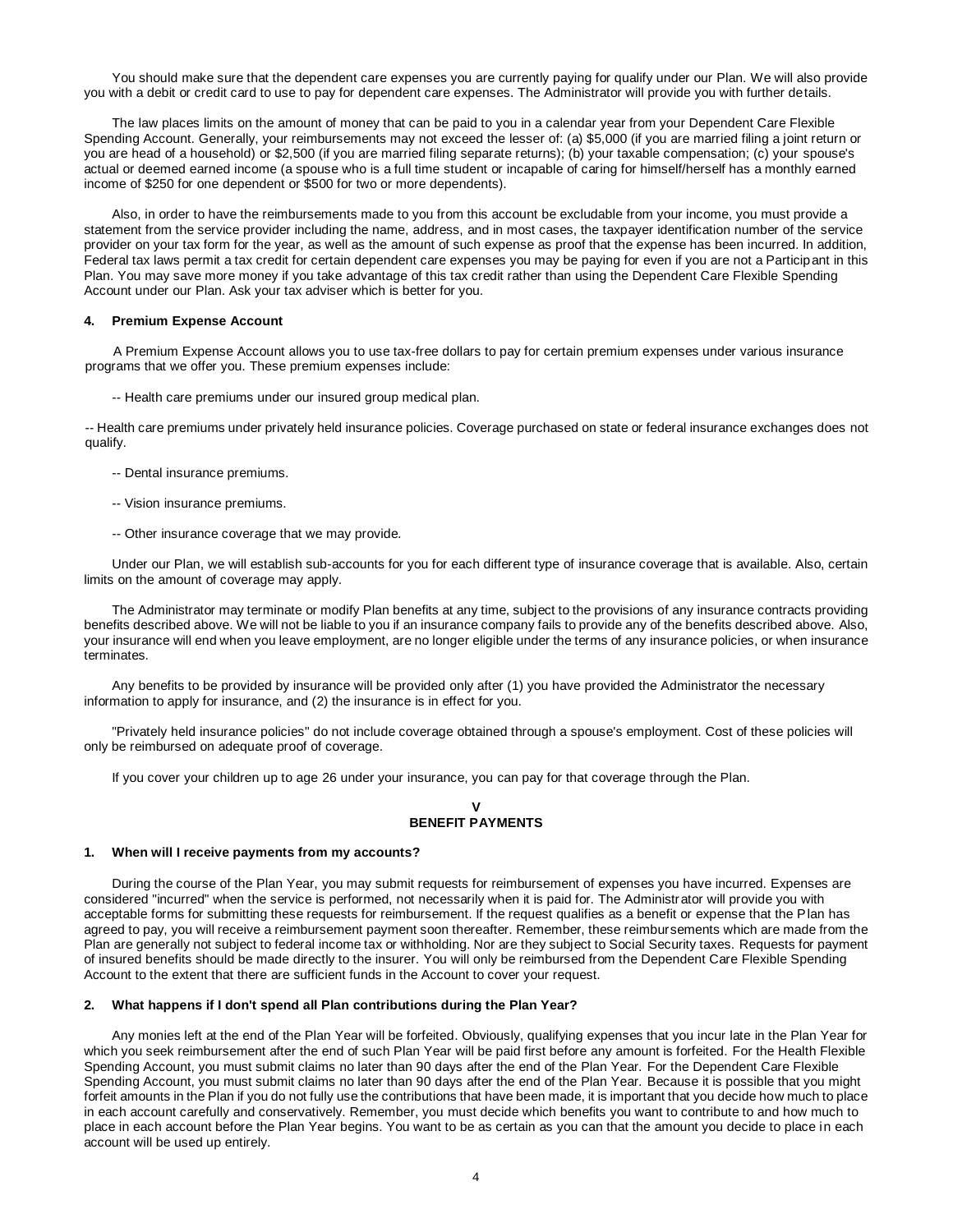You should make sure that the dependent care expenses you are currently paying for qualify under our Plan. We will also provide you with a debit or credit card to use to pay for dependent care expenses. The Administrator will provide you with further details.

The law places limits on the amount of money that can be paid to you in a calendar year from your Dependent Care Flexible Spending Account. Generally, your reimbursements may not exceed the lesser of: (a) $5,000 (if you are married filing a joint return or you are head of a household) or $2,500 (if you are married filing separate returns); (b) your taxable compensation; (c) your spouse's actual or deemed earned income (a spouse who is a full time student or incapable of caring for himself/herself has a monthly earned income of $250 for one dependent or $500 for two or more dependents).

Also, in order to have the reimbursements made to you from this account be excludable from your income, you must provide a statement from the service provider including the name, address, and in most cases, the taxpayer identification number of the service provider on your tax form for the year, as well as the amount of such expense as proof that the expense has been incurred. In addition, Federal tax laws permit a tax credit for certain dependent care expenses you may be paying for even if you are not a Participant in this Plan. You may save more money if you take advantage of this tax credit rather than using the Dependent Care Flexible Spending Account under our Plan. Ask your tax adviser which is better for you.

#### 4. Premium Expense Account

A Premium Expense Account allows you to use tax-free dollars to pay for certain premium expenses under various insurance programs that we offer you. These premium expenses include:

-- Health care premiums under our insured group medical plan.

-- Health care premiums under privately held insurance policies. Coverage purchased on state or federal insurance exchanges does not qualify.

-- Dental insurance premiums.

-- Vision insurance premiums.

-- Other insurance coverage that we may provide.

Under our Plan, we will establish sub-accounts for you for each different type of insurance coverage that is available. Also, certain limits on the amount of coverage may apply.

The Administrator may terminate or modify Plan benefits at any time, subject to the provisions of any insurance contracts providing benefits described above. We will not be liable to you if an insurance company fails to provide any of the benefits described above. Also, your insurance will end when you leave employment, are no longer eligible under the terms of any insurance policies, or when insurance terminates.

Any benefits to be provided by insurance will be provided only after (1) you have provided the Administrator the necessary information to apply for insurance, and (2) the insurance is in effect for you.

"Privately held insurance policies" do not include coverage obtained through a spouse's employment. Cost of these policies will only be reimbursed on adequate proof of coverage.

If you cover your children up to age 26 under your insurance, you can pay for that coverage through the Plan.

## V
## BENEFIT PAYMENTS

#### 1. When will I receive payments from my accounts?

During the course of the Plan Year, you may submit requests for reimbursement of expenses you have incurred. Expenses are considered "incurred" when the service is performed, not necessarily when it is paid for. The Administrator will provide you with acceptable forms for submitting these requests for reimbursement. If the request qualifies as a benefit or expense that the Plan has agreed to pay, you will receive a reimbursement payment soon thereafter. Remember, these reimbursements which are made from the Plan are generally not subject to federal income tax or withholding. Nor are they subject to Social Security taxes. Requests for payment of insured benefits should be made directly to the insurer. You will only be reimbursed from the Dependent Care Flexible Spending Account to the extent that there are sufficient funds in the Account to cover your request.

#### 2. What happens if I don't spend all Plan contributions during the Plan Year?

Any monies left at the end of the Plan Year will be forfeited. Obviously, qualifying expenses that you incur late in the Plan Year for which you seek reimbursement after the end of such Plan Year will be paid first before any amount is forfeited. For the Health Flexible Spending Account, you must submit claims no later than 90 days after the end of the Plan Year. For the Dependent Care Flexible Spending Account, you must submit claims no later than 90 days after the end of the Plan Year. Because it is possible that you might forfeit amounts in the Plan if you do not fully use the contributions that have been made, it is important that you decide how much to place in each account carefully and conservatively. Remember, you must decide which benefits you want to contribute to and how much to place in each account before the Plan Year begins. You want to be as certain as you can that the amount you decide to place in each account will be used up entirely.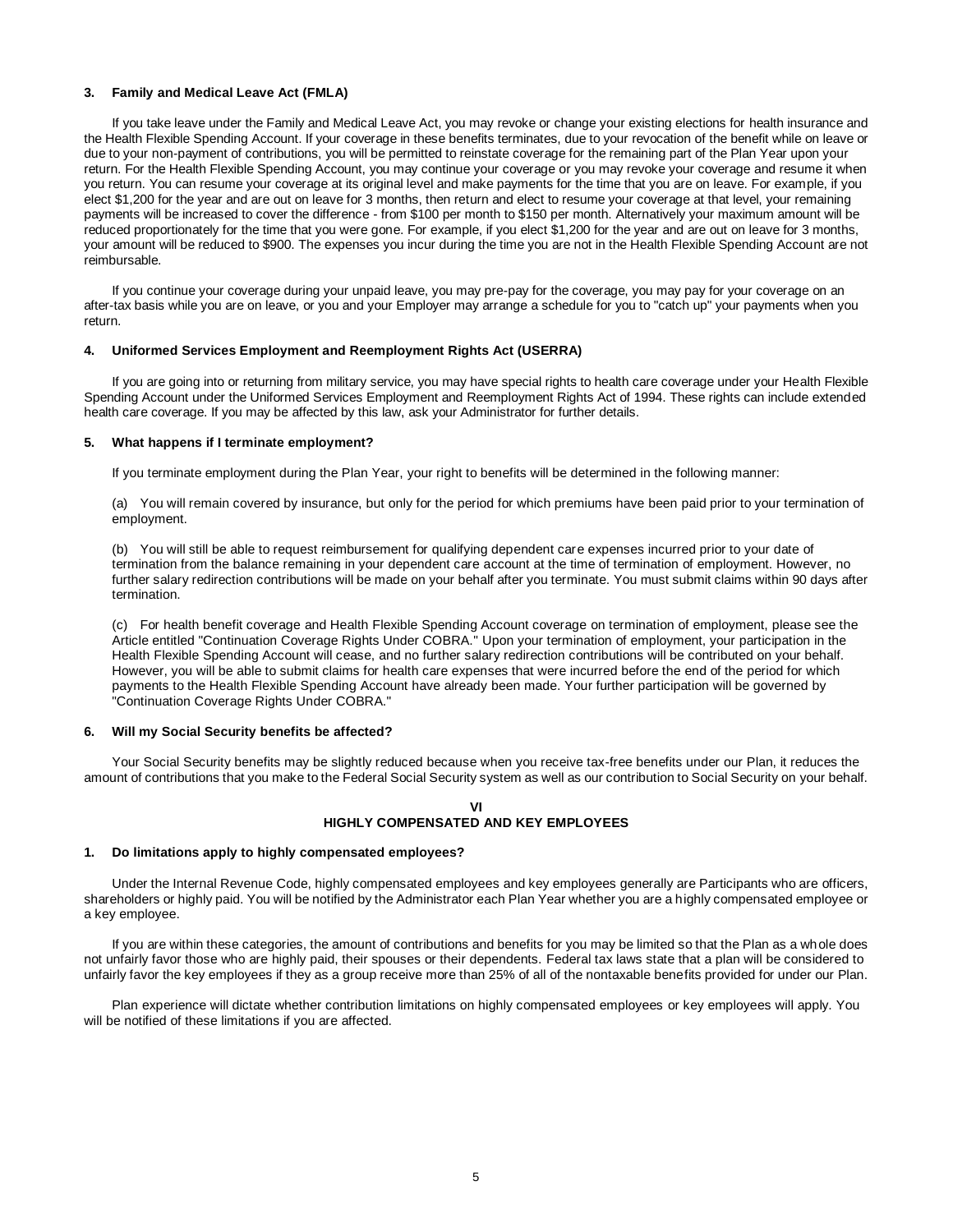### 3. Family and Medical Leave Act (FMLA)

If you take leave under the Family and Medical Leave Act, you may revoke or change your existing elections for health insurance and the Health Flexible Spending Account. If your coverage in these benefits terminates, due to your revocation of the benefit while on leave or due to your non-payment of contributions, you will be permitted to reinstate coverage for the remaining part of the Plan Year upon your return. For the Health Flexible Spending Account, you may continue your coverage or you may revoke your coverage and resume it when you return. You can resume your coverage at its original level and make payments for the time that you are on leave. For example, if you elect $1,200 for the year and are out on leave for 3 months, then return and elect to resume your coverage at that level, your remaining payments will be increased to cover the difference - from $100 per month to $150 per month. Alternatively your maximum amount will be reduced proportionately for the time that you were gone. For example, if you elect $1,200 for the year and are out on leave for 3 months, your amount will be reduced to $900. The expenses you incur during the time you are not in the Health Flexible Spending Account are not reimbursable.

If you continue your coverage during your unpaid leave, you may pre-pay for the coverage, you may pay for your coverage on an after-tax basis while you are on leave, or you and your Employer may arrange a schedule for you to "catch up" your payments when you return.

### 4. Uniformed Services Employment and Reemployment Rights Act (USERRA)

If you are going into or returning from military service, you may have special rights to health care coverage under your Health Flexible Spending Account under the Uniformed Services Employment and Reemployment Rights Act of 1994. These rights can include extended health care coverage. If you may be affected by this law, ask your Administrator for further details.

### 5. What happens if I terminate employment?

If you terminate employment during the Plan Year, your right to benefits will be determined in the following manner:

(a) You will remain covered by insurance, but only for the period for which premiums have been paid prior to your termination of employment.

(b) You will still be able to request reimbursement for qualifying dependent care expenses incurred prior to your date of termination from the balance remaining in your dependent care account at the time of termination of employment. However, no further salary redirection contributions will be made on your behalf after you terminate. You must submit claims within 90 days after termination.

(c) For health benefit coverage and Health Flexible Spending Account coverage on termination of employment, please see the Article entitled "Continuation Coverage Rights Under COBRA." Upon your termination of employment, your participation in the Health Flexible Spending Account will cease, and no further salary redirection contributions will be contributed on your behalf. However, you will be able to submit claims for health care expenses that were incurred before the end of the period for which payments to the Health Flexible Spending Account have already been made. Your further participation will be governed by "Continuation Coverage Rights Under COBRA."

### 6. Will my Social Security benefits be affected?

Your Social Security benefits may be slightly reduced because when you receive tax-free benefits under our Plan, it reduces the amount of contributions that you make to the Federal Social Security system as well as our contribution to Social Security on your behalf.

## VI
## HIGHLY COMPENSATED AND KEY EMPLOYEES

### 1. Do limitations apply to highly compensated employees?

Under the Internal Revenue Code, highly compensated employees and key employees generally are Participants who are officers, shareholders or highly paid. You will be notified by the Administrator each Plan Year whether you are a highly compensated employee or a key employee.

If you are within these categories, the amount of contributions and benefits for you may be limited so that the Plan as a whole does not unfairly favor those who are highly paid, their spouses or their dependents. Federal tax laws state that a plan will be considered to unfairly favor the key employees if they as a group receive more than 25% of all of the nontaxable benefits provided for under our Plan.

Plan experience will dictate whether contribution limitations on highly compensated employees or key employees will apply. You will be notified of these limitations if you are affected.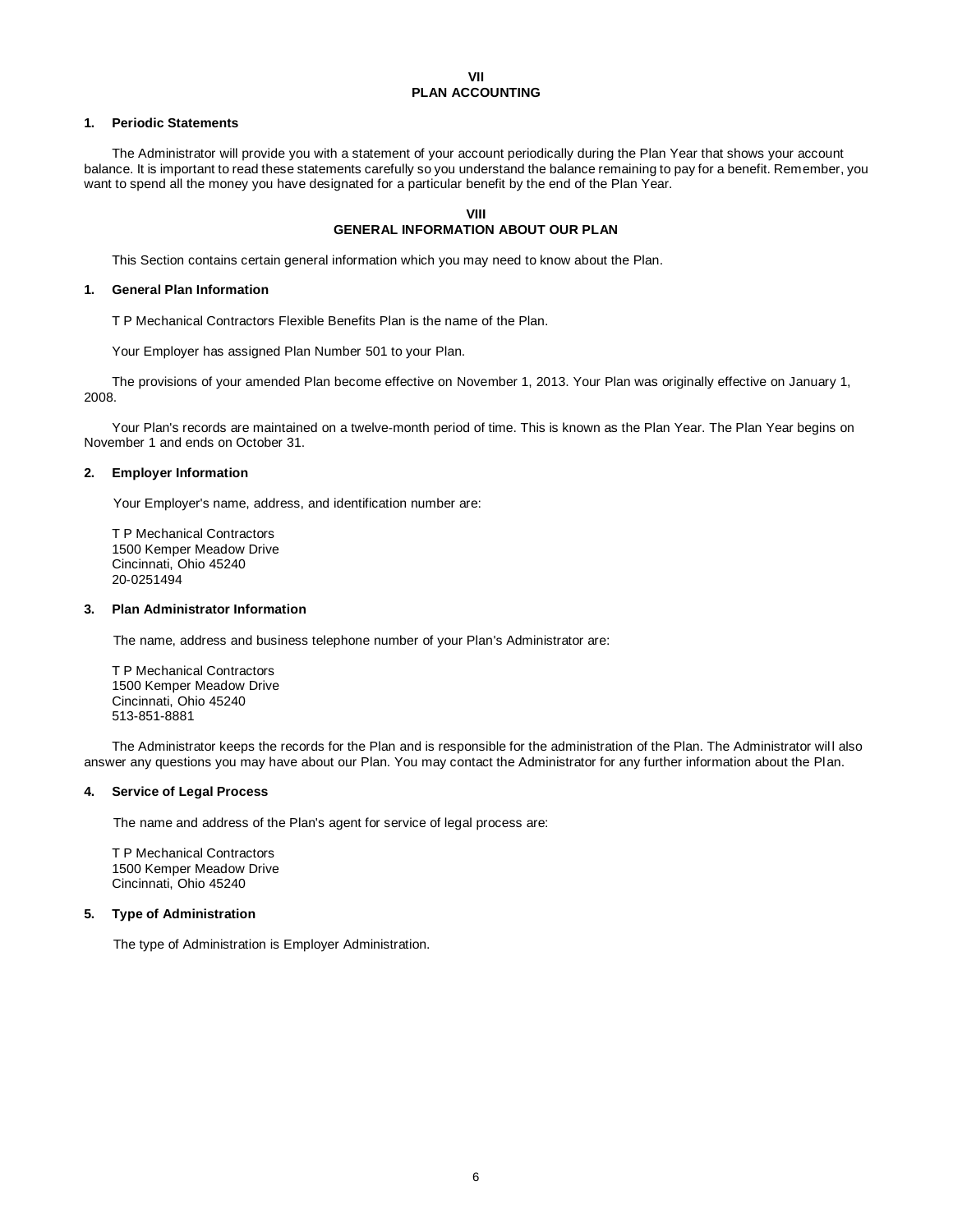# VII
# PLAN ACCOUNTING

### 1. Periodic Statements

The Administrator will provide you with a statement of your account periodically during the Plan Year that shows your account balance. It is important to read these statements carefully so you understand the balance remaining to pay for a benefit. Remember, you want to spend all the money you have designated for a particular benefit by the end of the Plan Year.

# VIII
# GENERAL INFORMATION ABOUT OUR PLAN

This Section contains certain general information which you may need to know about the Plan.

### 1. General Plan Information

T P Mechanical Contractors Flexible Benefits Plan is the name of the Plan.

Your Employer has assigned Plan Number 501 to your Plan.

The provisions of your amended Plan become effective on November 1, 2013. Your Plan was originally effective on January 1, 2008.

Your Plan's records are maintained on a twelve-month period of time. This is known as the Plan Year. The Plan Year begins on November 1 and ends on October 31.

### 2. Employer Information

Your Employer's name, address, and identification number are:

T P Mechanical Contractors
1500 Kemper Meadow Drive
Cincinnati, Ohio 45240
20-0251494

### 3. Plan Administrator Information

The name, address and business telephone number of your Plan's Administrator are:

T P Mechanical Contractors
1500 Kemper Meadow Drive
Cincinnati, Ohio 45240
513-851-8881

The Administrator keeps the records for the Plan and is responsible for the administration of the Plan. The Administrator will also answer any questions you may have about our Plan. You may contact the Administrator for any further information about the Plan.

### 4. Service of Legal Process

The name and address of the Plan's agent for service of legal process are:

T P Mechanical Contractors
1500 Kemper Meadow Drive
Cincinnati, Ohio 45240

### 5. Type of Administration

The type of Administration is Employer Administration.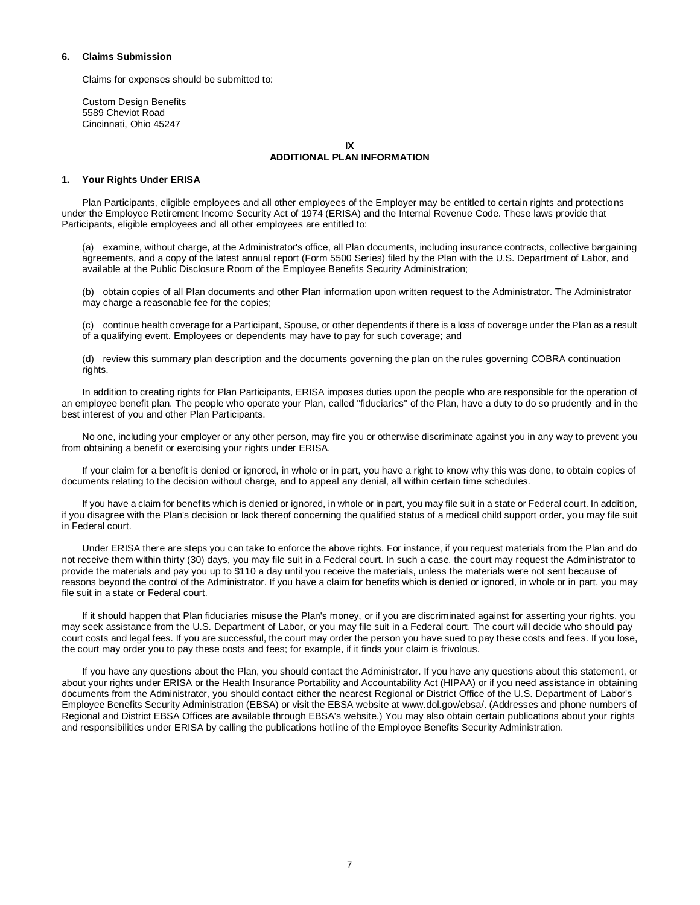### 6. Claims Submission

Claims for expenses should be submitted to:

Custom Design Benefits
5589 Cheviot Road
Cincinnati, Ohio 45247

## IX
## ADDITIONAL PLAN INFORMATION

### 1. Your Rights Under ERISA

Plan Participants, eligible employees and all other employees of the Employer may be entitled to certain rights and protections under the Employee Retirement Income Security Act of 1974 (ERISA) and the Internal Revenue Code. These laws provide that Participants, eligible employees and all other employees are entitled to:

(a) examine, without charge, at the Administrator's office, all Plan documents, including insurance contracts, collective bargaining agreements, and a copy of the latest annual report (Form 5500 Series) filed by the Plan with the U.S. Department of Labor, and available at the Public Disclosure Room of the Employee Benefits Security Administration;

(b) obtain copies of all Plan documents and other Plan information upon written request to the Administrator. The Administrator may charge a reasonable fee for the copies;

(c) continue health coverage for a Participant, Spouse, or other dependents if there is a loss of coverage under the Plan as a result of a qualifying event. Employees or dependents may have to pay for such coverage; and

(d) review this summary plan description and the documents governing the plan on the rules governing COBRA continuation rights.

In addition to creating rights for Plan Participants, ERISA imposes duties upon the people who are responsible for the operation of an employee benefit plan. The people who operate your Plan, called "fiduciaries" of the Plan, have a duty to do so prudently and in the best interest of you and other Plan Participants.

No one, including your employer or any other person, may fire you or otherwise discriminate against you in any way to prevent you from obtaining a benefit or exercising your rights under ERISA.

If your claim for a benefit is denied or ignored, in whole or in part, you have a right to know why this was done, to obtain copies of documents relating to the decision without charge, and to appeal any denial, all within certain time schedules.

If you have a claim for benefits which is denied or ignored, in whole or in part, you may file suit in a state or Federal court. In addition, if you disagree with the Plan's decision or lack thereof concerning the qualified status of a medical child support order, you may file suit in Federal court.

Under ERISA there are steps you can take to enforce the above rights. For instance, if you request materials from the Plan and do not receive them within thirty (30) days, you may file suit in a Federal court. In such a case, the court may request the Administrator to provide the materials and pay you up to $110 a day until you receive the materials, unless the materials were not sent because of reasons beyond the control of the Administrator. If you have a claim for benefits which is denied or ignored, in whole or in part, you may file suit in a state or Federal court.

If it should happen that Plan fiduciaries misuse the Plan's money, or if you are discriminated against for asserting your rights, you may seek assistance from the U.S. Department of Labor, or you may file suit in a Federal court. The court will decide who should pay court costs and legal fees. If you are successful, the court may order the person you have sued to pay these costs and fees. If you lose, the court may order you to pay these costs and fees; for example, if it finds your claim is frivolous.

If you have any questions about the Plan, you should contact the Administrator. If you have any questions about this statement, or about your rights under ERISA or the Health Insurance Portability and Accountability Act (HIPAA) or if you need assistance in obtaining documents from the Administrator, you should contact either the nearest Regional or District Office of the U.S. Department of Labor's Employee Benefits Security Administration (EBSA) or visit the EBSA website at www.dol.gov/ebsa/. (Addresses and phone numbers of Regional and District EBSA Offices are available through EBSA's website.) You may also obtain certain publications about your rights and responsibilities under ERISA by calling the publications hotline of the Employee Benefits Security Administration.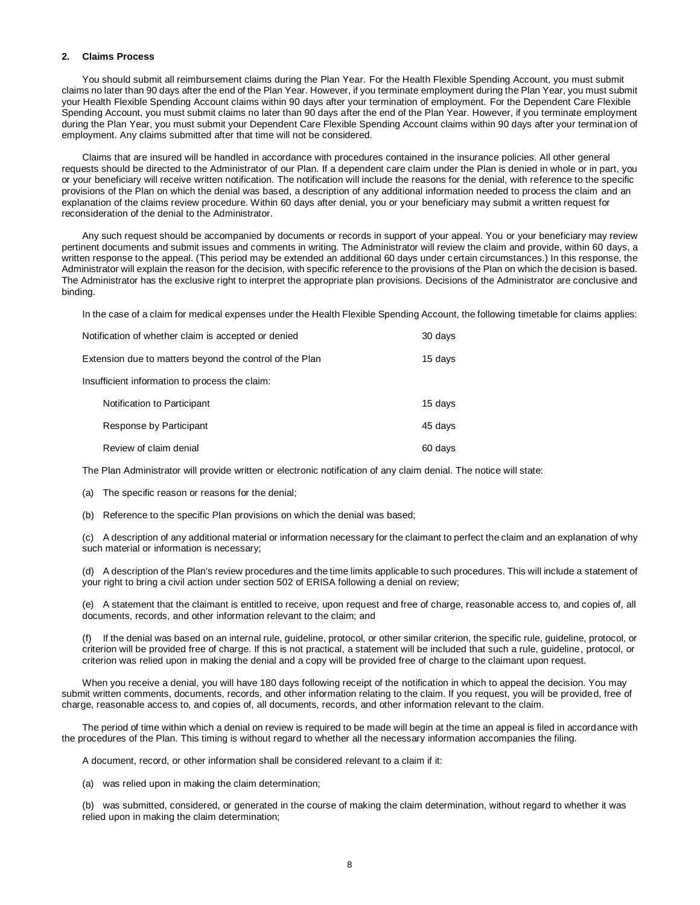## 2. Claims Process

You should submit all reimbursement claims during the Plan Year. For the Health Flexible Spending Account, you must submit claims no later than 90 days after the end of the Plan Year. However, if you terminate employment during the Plan Year, you must submit your Health Flexible Spending Account claims within 90 days after your termination of employment. For the Dependent Care Flexible Spending Account, you must submit claims no later than 90 days after the end of the Plan Year. However, if you terminate employment during the Plan Year, you must submit your Dependent Care Flexible Spending Account claims within 90 days after your termination of employment. Any claims submitted after that time will not be considered.

Claims that are insured will be handled in accordance with procedures contained in the insurance policies. All other general requests should be directed to the Administrator of our Plan. If a dependent care claim under the Plan is denied in whole or in part, you or your beneficiary will receive written notification. The notification will include the reasons for the denial, with reference to the specific provisions of the Plan on which the denial was based, a description of any additional information needed to process the claim and an explanation of the claims review procedure. Within 60 days after denial, you or your beneficiary may submit a written request for reconsideration of the denial to the Administrator.

Any such request should be accompanied by documents or records in support of your appeal. You or your beneficiary may review pertinent documents and submit issues and comments in writing. The Administrator will review the claim and provide, within 60 days, a written response to the appeal. (This period may be extended an additional 60 days under certain circumstances.) In this response, the Administrator will explain the reason for the decision, with specific reference to the provisions of the Plan on which the decision is based. The Administrator has the exclusive right to interpret the appropriate plan provisions. Decisions of the Administrator are conclusive and binding.

In the case of a claim for medical expenses under the Health Flexible Spending Account, the following timetable for claims applies:

| | |
|---|---|
| Notification of whether claim is accepted or denied | 30 days |
| Extension due to matters beyond the control of the Plan | 15 days |
| Insufficient information to process the claim: | |
| Notification to Participant | 15 days |
| Response by Participant | 45 days |
| Review of claim denial | 60 days |

The Plan Administrator will provide written or electronic notification of any claim denial. The notice will state:

(a) The specific reason or reasons for the denial;

(b) Reference to the specific Plan provisions on which the denial was based;

(c) A description of any additional material or information necessary for the claimant to perfect the claim and an explanation of why such material or information is necessary;

(d) A description of the Plan's review procedures and the time limits applicable to such procedures. This will include a statement of your right to bring a civil action under section 502 of ERISA following a denial on review;

(e) A statement that the claimant is entitled to receive, upon request and free of charge, reasonable access to, and copies of, all documents, records, and other information relevant to the claim; and

(f) If the denial was based on an internal rule, guideline, protocol, or other similar criterion, the specific rule, guideline, protocol, or criterion will be provided free of charge. If this is not practical, a statement will be included that such a rule, guideline, protocol, or criterion was relied upon in making the denial and a copy will be provided free of charge to the claimant upon request.

When you receive a denial, you will have 180 days following receipt of the notification in which to appeal the decision. You may submit written comments, documents, records, and other information relating to the claim. If you request, you will be provided, free of charge, reasonable access to, and copies of, all documents, records, and other information relevant to the claim.

The period of time within which a denial on review is required to be made will begin at the time an appeal is filed in accordance with the procedures of the Plan. This timing is without regard to whether all the necessary information accompanies the filing.

A document, record, or other information shall be considered relevant to a claim if it:

(a) was relied upon in making the claim determination;

(b) was submitted, considered, or generated in the course of making the claim determination, without regard to whether it was relied upon in making the claim determination;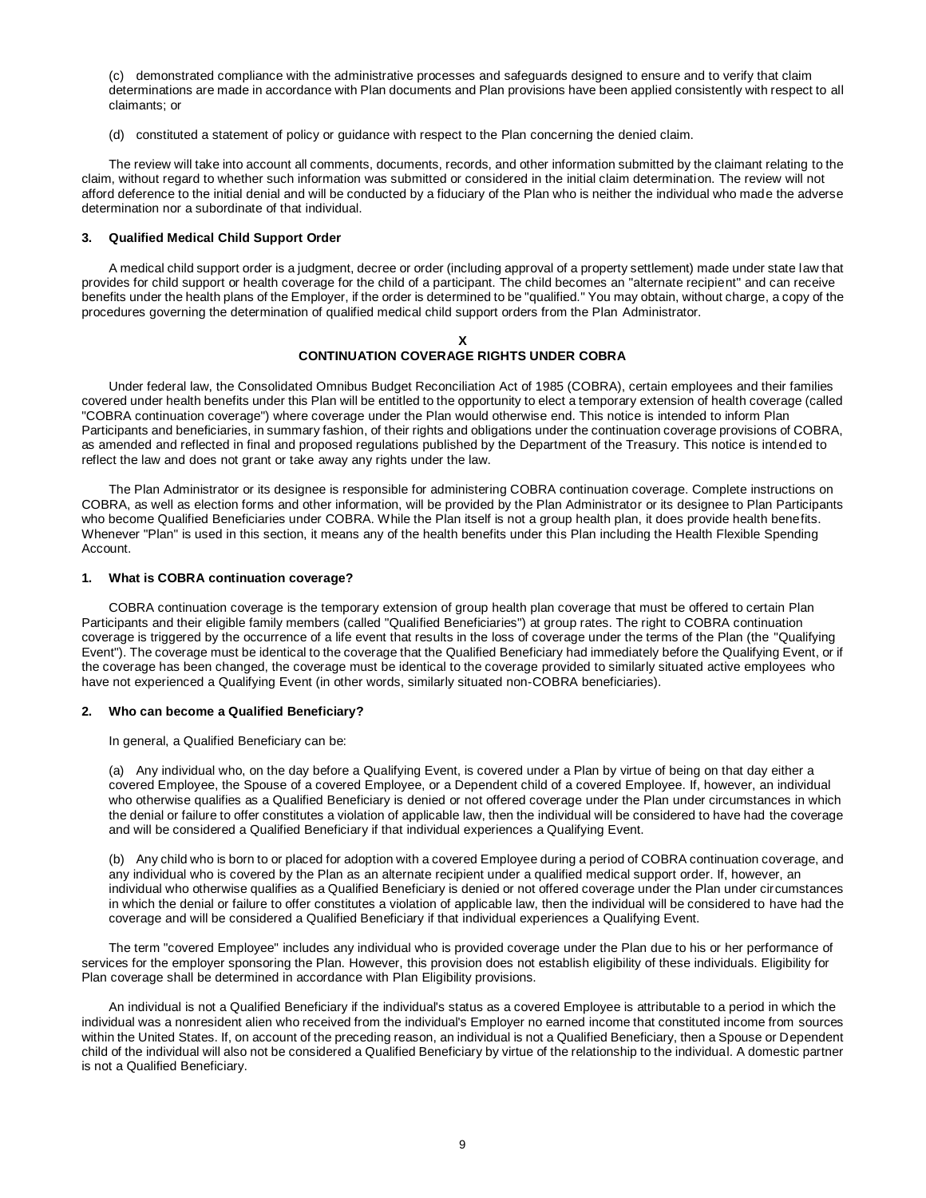(c) demonstrated compliance with the administrative processes and safeguards designed to ensure and to verify that claim determinations are made in accordance with Plan documents and Plan provisions have been applied consistently with respect to all claimants; or

(d) constituted a statement of policy or guidance with respect to the Plan concerning the denied claim.

The review will take into account all comments, documents, records, and other information submitted by the claimant relating to the claim, without regard to whether such information was submitted or considered in the initial claim determination. The review will not afford deference to the initial denial and will be conducted by a fiduciary of the Plan who is neither the individual who made the adverse determination nor a subordinate of that individual.

### 3. Qualified Medical Child Support Order

A medical child support order is a judgment, decree or order (including approval of a property settlement) made under state law that provides for child support or health coverage for the child of a participant. The child becomes an "alternate recipient" and can receive benefits under the health plans of the Employer, if the order is determined to be "qualified." You may obtain, without charge, a copy of the procedures governing the determination of qualified medical child support orders from the Plan Administrator.

## X
## CONTINUATION COVERAGE RIGHTS UNDER COBRA

Under federal law, the Consolidated Omnibus Budget Reconciliation Act of 1985 (COBRA), certain employees and their families covered under health benefits under this Plan will be entitled to the opportunity to elect a temporary extension of health coverage (called "COBRA continuation coverage") where coverage under the Plan would otherwise end. This notice is intended to inform Plan Participants and beneficiaries, in summary fashion, of their rights and obligations under the continuation coverage provisions of COBRA, as amended and reflected in final and proposed regulations published by the Department of the Treasury. This notice is intended to reflect the law and does not grant or take away any rights under the law.

The Plan Administrator or its designee is responsible for administering COBRA continuation coverage. Complete instructions on COBRA, as well as election forms and other information, will be provided by the Plan Administrator or its designee to Plan Participants who become Qualified Beneficiaries under COBRA. While the Plan itself is not a group health plan, it does provide health benefits. Whenever "Plan" is used in this section, it means any of the health benefits under this Plan including the Health Flexible Spending Account.

### 1. What is COBRA continuation coverage?

COBRA continuation coverage is the temporary extension of group health plan coverage that must be offered to certain Plan Participants and their eligible family members (called "Qualified Beneficiaries") at group rates. The right to COBRA continuation coverage is triggered by the occurrence of a life event that results in the loss of coverage under the terms of the Plan (the "Qualifying Event"). The coverage must be identical to the coverage that the Qualified Beneficiary had immediately before the Qualifying Event, or if the coverage has been changed, the coverage must be identical to the coverage provided to similarly situated active employees who have not experienced a Qualifying Event (in other words, similarly situated non-COBRA beneficiaries).

### 2. Who can become a Qualified Beneficiary?

In general, a Qualified Beneficiary can be:

(a) Any individual who, on the day before a Qualifying Event, is covered under a Plan by virtue of being on that day either a covered Employee, the Spouse of a covered Employee, or a Dependent child of a covered Employee. If, however, an individual who otherwise qualifies as a Qualified Beneficiary is denied or not offered coverage under the Plan under circumstances in which the denial or failure to offer constitutes a violation of applicable law, then the individual will be considered to have had the coverage and will be considered a Qualified Beneficiary if that individual experiences a Qualifying Event.

(b) Any child who is born to or placed for adoption with a covered Employee during a period of COBRA continuation coverage, and any individual who is covered by the Plan as an alternate recipient under a qualified medical support order. If, however, an individual who otherwise qualifies as a Qualified Beneficiary is denied or not offered coverage under the Plan under circumstances in which the denial or failure to offer constitutes a violation of applicable law, then the individual will be considered to have had the coverage and will be considered a Qualified Beneficiary if that individual experiences a Qualifying Event.

The term "covered Employee" includes any individual who is provided coverage under the Plan due to his or her performance of services for the employer sponsoring the Plan. However, this provision does not establish eligibility of these individuals. Eligibility for Plan coverage shall be determined in accordance with Plan Eligibility provisions.

An individual is not a Qualified Beneficiary if the individual's status as a covered Employee is attributable to a period in which the individual was a nonresident alien who received from the individual's Employer no earned income that constituted income from sources within the United States. If, on account of the preceding reason, an individual is not a Qualified Beneficiary, then a Spouse or Dependent child of the individual will also not be considered a Qualified Beneficiary by virtue of the relationship to the individual. A domestic partner is not a Qualified Beneficiary.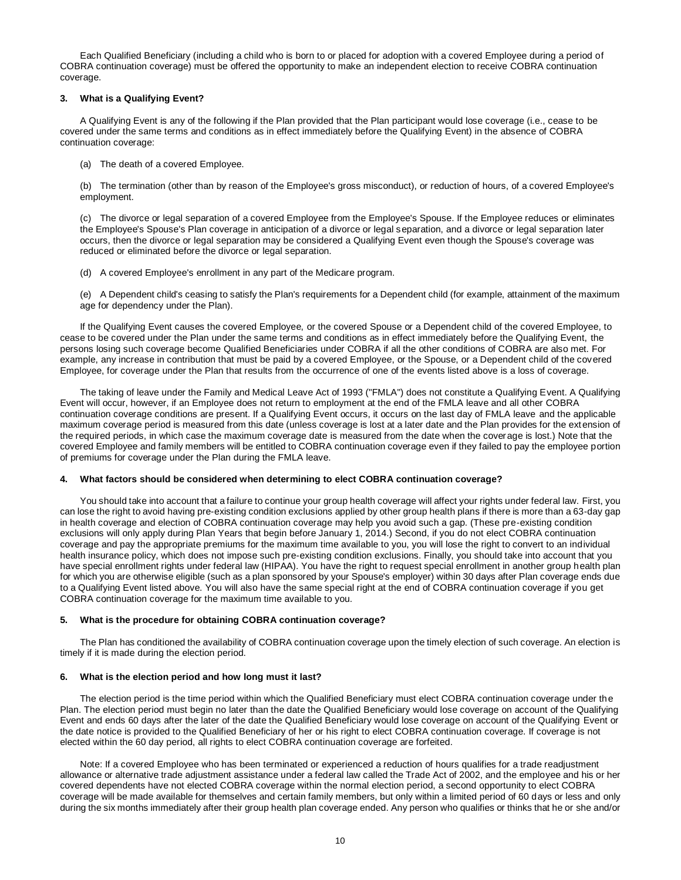Each Qualified Beneficiary (including a child who is born to or placed for adoption with a covered Employee during a period of COBRA continuation coverage) must be offered the opportunity to make an independent election to receive COBRA continuation coverage.

### 3. What is a Qualifying Event?

A Qualifying Event is any of the following if the Plan provided that the Plan participant would lose coverage (i.e., cease to be covered under the same terms and conditions as in effect immediately before the Qualifying Event) in the absence of COBRA continuation coverage:

(a) The death of a covered Employee.

(b) The termination (other than by reason of the Employee's gross misconduct), or reduction of hours, of a covered Employee's employment.

(c) The divorce or legal separation of a covered Employee from the Employee's Spouse. If the Employee reduces or eliminates the Employee's Spouse's Plan coverage in anticipation of a divorce or legal separation, and a divorce or legal separation later occurs, then the divorce or legal separation may be considered a Qualifying Event even though the Spouse's coverage was reduced or eliminated before the divorce or legal separation.

(d) A covered Employee's enrollment in any part of the Medicare program.

(e) A Dependent child's ceasing to satisfy the Plan's requirements for a Dependent child (for example, attainment of the maximum age for dependency under the Plan).

If the Qualifying Event causes the covered Employee, or the covered Spouse or a Dependent child of the covered Employee, to cease to be covered under the Plan under the same terms and conditions as in effect immediately before the Qualifying Event, the persons losing such coverage become Qualified Beneficiaries under COBRA if all the other conditions of COBRA are also met. For example, any increase in contribution that must be paid by a covered Employee, or the Spouse, or a Dependent child of the covered Employee, for coverage under the Plan that results from the occurrence of one of the events listed above is a loss of coverage.

The taking of leave under the Family and Medical Leave Act of 1993 ("FMLA") does not constitute a Qualifying Event. A Qualifying Event will occur, however, if an Employee does not return to employment at the end of the FMLA leave and all other COBRA continuation coverage conditions are present. If a Qualifying Event occurs, it occurs on the last day of FMLA leave and the applicable maximum coverage period is measured from this date (unless coverage is lost at a later date and the Plan provides for the extension of the required periods, in which case the maximum coverage date is measured from the date when the coverage is lost.) Note that the covered Employee and family members will be entitled to COBRA continuation coverage even if they failed to pay the employee portion of premiums for coverage under the Plan during the FMLA leave.

### 4. What factors should be considered when determining to elect COBRA continuation coverage?

You should take into account that a failure to continue your group health coverage will affect your rights under federal law. First, you can lose the right to avoid having pre-existing condition exclusions applied by other group health plans if there is more than a 63-day gap in health coverage and election of COBRA continuation coverage may help you avoid such a gap. (These pre-existing condition exclusions will only apply during Plan Years that begin before January 1, 2014.) Second, if you do not elect COBRA continuation coverage and pay the appropriate premiums for the maximum time available to you, you will lose the right to convert to an individual health insurance policy, which does not impose such pre-existing condition exclusions. Finally, you should take into account that you have special enrollment rights under federal law (HIPAA). You have the right to request special enrollment in another group health plan for which you are otherwise eligible (such as a plan sponsored by your Spouse's employer) within 30 days after Plan coverage ends due to a Qualifying Event listed above. You will also have the same special right at the end of COBRA continuation coverage if you get COBRA continuation coverage for the maximum time available to you.

### 5. What is the procedure for obtaining COBRA continuation coverage?

The Plan has conditioned the availability of COBRA continuation coverage upon the timely election of such coverage. An election is timely if it is made during the election period.

### 6. What is the election period and how long must it last?

The election period is the time period within which the Qualified Beneficiary must elect COBRA continuation coverage under the Plan. The election period must begin no later than the date the Qualified Beneficiary would lose coverage on account of the Qualifying Event and ends 60 days after the later of the date the Qualified Beneficiary would lose coverage on account of the Qualifying Event or the date notice is provided to the Qualified Beneficiary of her or his right to elect COBRA continuation coverage. If coverage is not elected within the 60 day period, all rights to elect COBRA continuation coverage are forfeited.

Note: If a covered Employee who has been terminated or experienced a reduction of hours qualifies for a trade readjustment allowance or alternative trade adjustment assistance under a federal law called the Trade Act of 2002, and the employee and his or her covered dependents have not elected COBRA coverage within the normal election period, a second opportunity to elect COBRA coverage will be made available for themselves and certain family members, but only within a limited period of 60 days or less and only during the six months immediately after their group health plan coverage ended. Any person who qualifies or thinks that he or she and/or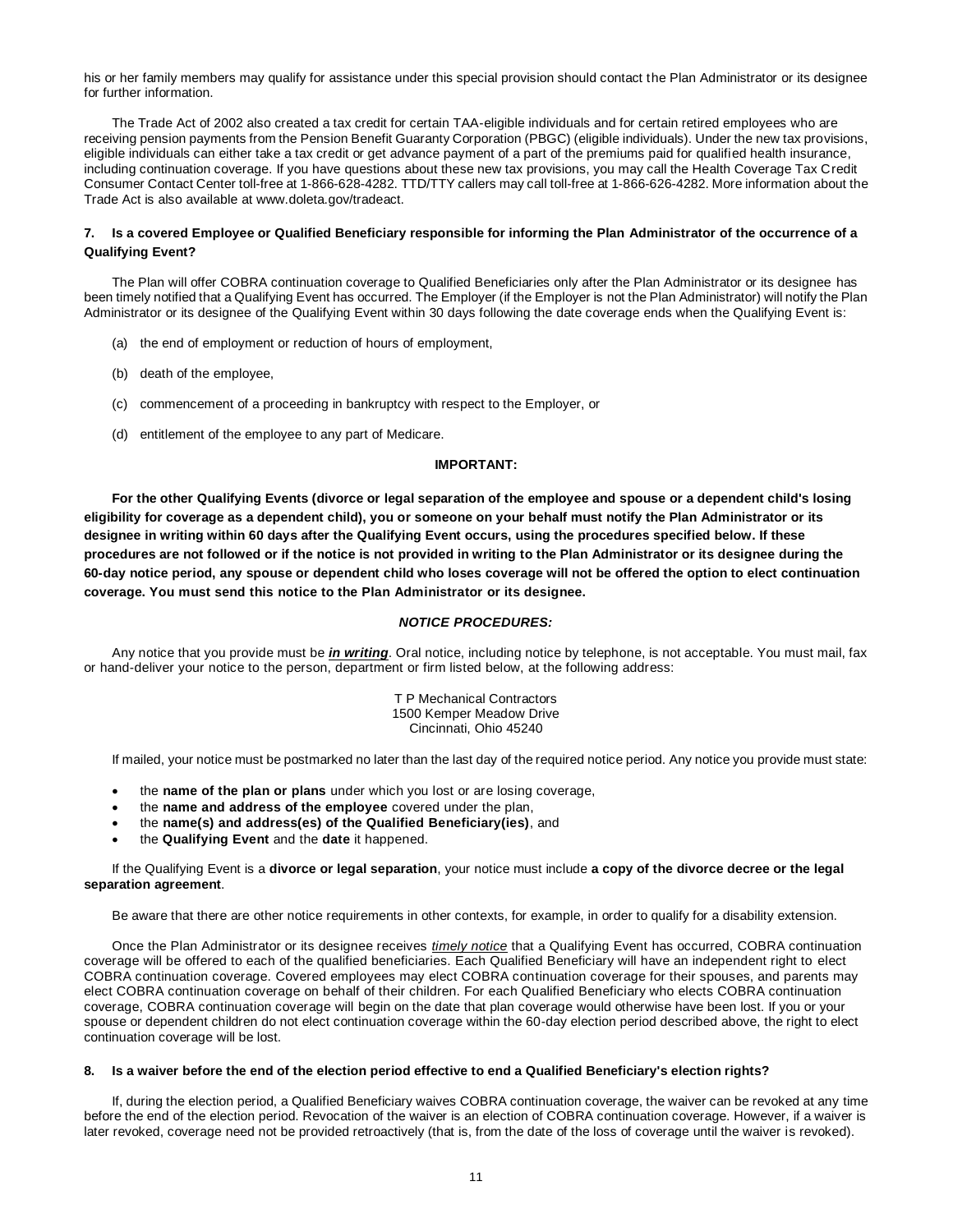his or her family members may qualify for assistance under this special provision should contact the Plan Administrator or its designee for further information.

The Trade Act of 2002 also created a tax credit for certain TAA-eligible individuals and for certain retired employees who are receiving pension payments from the Pension Benefit Guaranty Corporation (PBGC) (eligible individuals). Under the new tax provisions, eligible individuals can either take a tax credit or get advance payment of a part of the premiums paid for qualified health insurance, including continuation coverage. If you have questions about these new tax provisions, you may call the Health Coverage Tax Credit Consumer Contact Center toll-free at 1-866-628-4282. TTD/TTY callers may call toll-free at 1-866-626-4282. More information about the Trade Act is also available at www.doleta.gov/tradeact.

### 7. Is a covered Employee or Qualified Beneficiary responsible for informing the Plan Administrator of the occurrence of a Qualifying Event?

The Plan will offer COBRA continuation coverage to Qualified Beneficiaries only after the Plan Administrator or its designee has been timely notified that a Qualifying Event has occurred. The Employer (if the Employer is not the Plan Administrator) will notify the Plan Administrator or its designee of the Qualifying Event within 30 days following the date coverage ends when the Qualifying Event is:

(a) the end of employment or reduction of hours of employment,

(b) death of the employee,

(c) commencement of a proceeding in bankruptcy with respect to the Employer, or

(d) entitlement of the employee to any part of Medicare.

**IMPORTANT:**

**For the other Qualifying Events (divorce or legal separation of the employee and spouse or a dependent child's losing eligibility for coverage as a dependent child), you or someone on your behalf must notify the Plan Administrator or its designee in writing within 60 days after the Qualifying Event occurs, using the procedures specified below. If these procedures are not followed or if the notice is not provided in writing to the Plan Administrator or its designee during the 60-day notice period, any spouse or dependent child who loses coverage will not be offered the option to elect continuation coverage. You must send this notice to the Plan Administrator or its designee.**

***NOTICE PROCEDURES:***

Any notice that you provide must be ***in writing***. Oral notice, including notice by telephone, is not acceptable. You must mail, fax or hand-deliver your notice to the person, department or firm listed below, at the following address:

T P Mechanical Contractors
1500 Kemper Meadow Drive
Cincinnati, Ohio 45240

If mailed, your notice must be postmarked no later than the last day of the required notice period. Any notice you provide must state:

- the **name of the plan or plans** under which you lost or are losing coverage,
- the **name and address of the employee** covered under the plan,
- the **name(s) and address(es) of the Qualified Beneficiary(ies)**, and
- the **Qualifying Event** and the **date** it happened.

If the Qualifying Event is a **divorce or legal separation**, your notice must include **a copy of the divorce decree or the legal separation agreement**.

Be aware that there are other notice requirements in other contexts, for example, in order to qualify for a disability extension.

Once the Plan Administrator or its designee receives *timely notice* that a Qualifying Event has occurred, COBRA continuation coverage will be offered to each of the qualified beneficiaries. Each Qualified Beneficiary will have an independent right to elect COBRA continuation coverage. Covered employees may elect COBRA continuation coverage for their spouses, and parents may elect COBRA continuation coverage on behalf of their children. For each Qualified Beneficiary who elects COBRA continuation coverage, COBRA continuation coverage will begin on the date that plan coverage would otherwise have been lost. If you or your spouse or dependent children do not elect continuation coverage within the 60-day election period described above, the right to elect continuation coverage will be lost.

### 8. Is a waiver before the end of the election period effective to end a Qualified Beneficiary's election rights?

If, during the election period, a Qualified Beneficiary waives COBRA continuation coverage, the waiver can be revoked at any time before the end of the election period. Revocation of the waiver is an election of COBRA continuation coverage. However, if a waiver is later revoked, coverage need not be provided retroactively (that is, from the date of the loss of coverage until the waiver is revoked).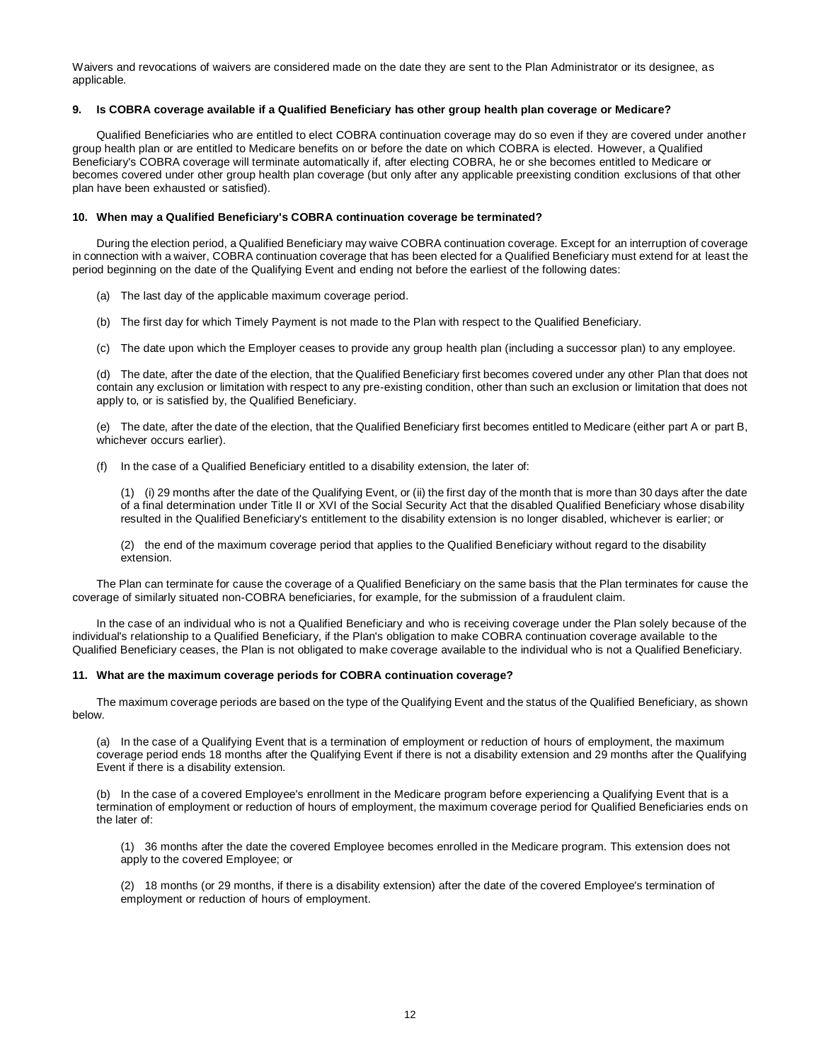Waivers and revocations of waivers are considered made on the date they are sent to the Plan Administrator or its designee, as applicable.

#### 9. Is COBRA coverage available if a Qualified Beneficiary has other group health plan coverage or Medicare?

Qualified Beneficiaries who are entitled to elect COBRA continuation coverage may do so even if they are covered under another group health plan or are entitled to Medicare benefits on or before the date on which COBRA is elected. However, a Qualified Beneficiary's COBRA coverage will terminate automatically if, after electing COBRA, he or she becomes entitled to Medicare or becomes covered under other group health plan coverage (but only after any applicable preexisting condition exclusions of that other plan have been exhausted or satisfied).

#### 10. When may a Qualified Beneficiary's COBRA continuation coverage be terminated?

During the election period, a Qualified Beneficiary may waive COBRA continuation coverage. Except for an interruption of coverage in connection with a waiver, COBRA continuation coverage that has been elected for a Qualified Beneficiary must extend for at least the period beginning on the date of the Qualifying Event and ending not before the earliest of the following dates:

(a) The last day of the applicable maximum coverage period.

(b) The first day for which Timely Payment is not made to the Plan with respect to the Qualified Beneficiary.

(c) The date upon which the Employer ceases to provide any group health plan (including a successor plan) to any employee.

(d) The date, after the date of the election, that the Qualified Beneficiary first becomes covered under any other Plan that does not contain any exclusion or limitation with respect to any pre-existing condition, other than such an exclusion or limitation that does not apply to, or is satisfied by, the Qualified Beneficiary.

(e) The date, after the date of the election, that the Qualified Beneficiary first becomes entitled to Medicare (either part A or part B, whichever occurs earlier).

(f) In the case of a Qualified Beneficiary entitled to a disability extension, the later of:

> (1) (i) 29 months after the date of the Qualifying Event, or (ii) the first day of the month that is more than 30 days after the date of a final determination under Title II or XVI of the Social Security Act that the disabled Qualified Beneficiary whose disability resulted in the Qualified Beneficiary's entitlement to the disability extension is no longer disabled, whichever is earlier; or
>
> (2) the end of the maximum coverage period that applies to the Qualified Beneficiary without regard to the disability extension.

The Plan can terminate for cause the coverage of a Qualified Beneficiary on the same basis that the Plan terminates for cause the coverage of similarly situated non-COBRA beneficiaries, for example, for the submission of a fraudulent claim.

In the case of an individual who is not a Qualified Beneficiary and who is receiving coverage under the Plan solely because of the individual's relationship to a Qualified Beneficiary, if the Plan's obligation to make COBRA continuation coverage available to the Qualified Beneficiary ceases, the Plan is not obligated to make coverage available to the individual who is not a Qualified Beneficiary.

#### 11. What are the maximum coverage periods for COBRA continuation coverage?

The maximum coverage periods are based on the type of the Qualifying Event and the status of the Qualified Beneficiary, as shown below.

(a) In the case of a Qualifying Event that is a termination of employment or reduction of hours of employment, the maximum coverage period ends 18 months after the Qualifying Event if there is not a disability extension and 29 months after the Qualifying Event if there is a disability extension.

(b) In the case of a covered Employee's enrollment in the Medicare program before experiencing a Qualifying Event that is a termination of employment or reduction of hours of employment, the maximum coverage period for Qualified Beneficiaries ends on the later of:

> (1) 36 months after the date the covered Employee becomes enrolled in the Medicare program. This extension does not apply to the covered Employee; or
>
> (2) 18 months (or 29 months, if there is a disability extension) after the date of the covered Employee's termination of employment or reduction of hours of employment.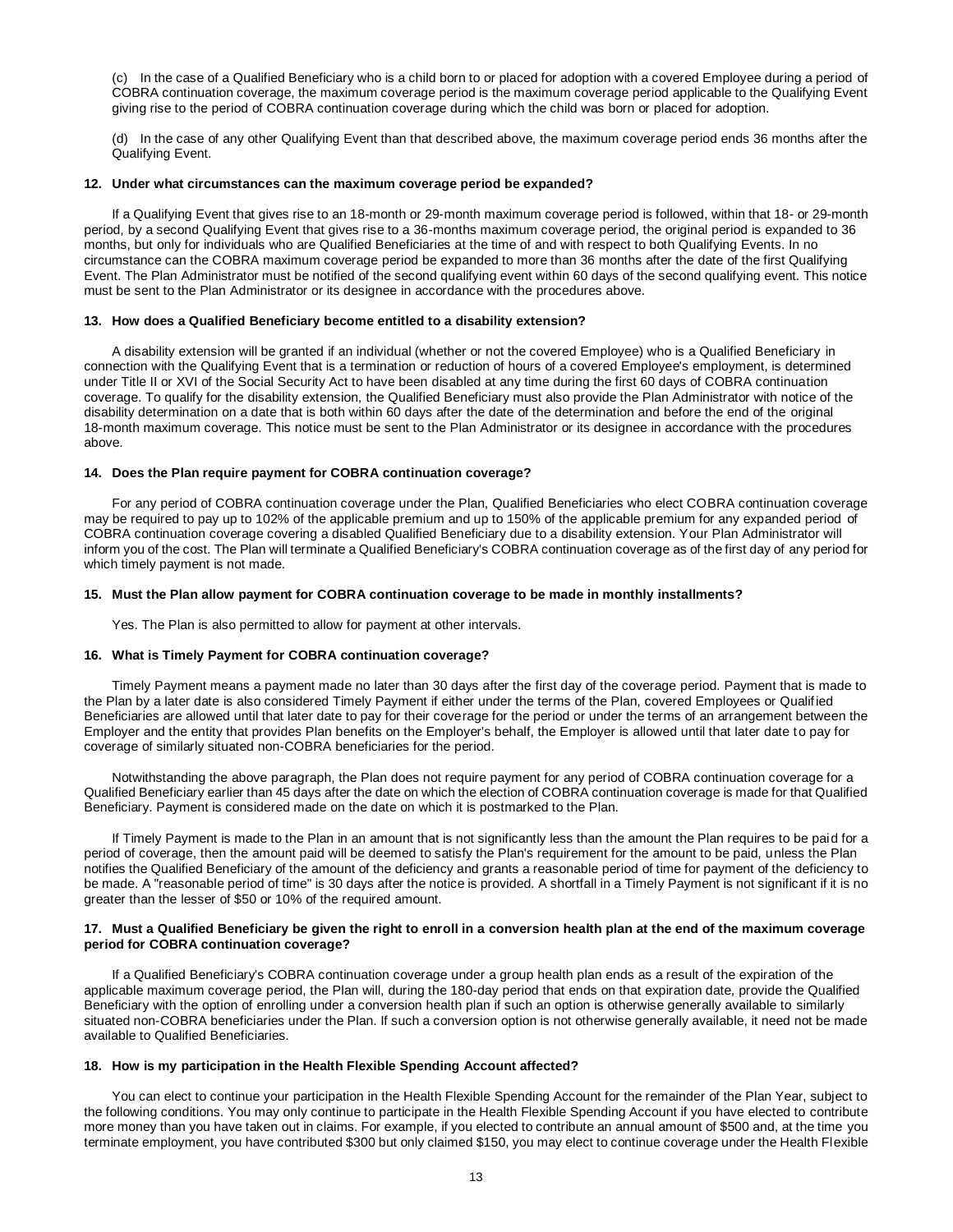(c) In the case of a Qualified Beneficiary who is a child born to or placed for adoption with a covered Employee during a period of COBRA continuation coverage, the maximum coverage period is the maximum coverage period applicable to the Qualifying Event giving rise to the period of COBRA continuation coverage during which the child was born or placed for adoption.

(d) In the case of any other Qualifying Event than that described above, the maximum coverage period ends 36 months after the Qualifying Event.

**12. Under what circumstances can the maximum coverage period be expanded?**

If a Qualifying Event that gives rise to an 18-month or 29-month maximum coverage period is followed, within that 18- or 29-month period, by a second Qualifying Event that gives rise to a 36-months maximum coverage period, the original period is expanded to 36 months, but only for individuals who are Qualified Beneficiaries at the time of and with respect to both Qualifying Events. In no circumstance can the COBRA maximum coverage period be expanded to more than 36 months after the date of the first Qualifying Event. The Plan Administrator must be notified of the second qualifying event within 60 days of the second qualifying event. This notice must be sent to the Plan Administrator or its designee in accordance with the procedures above.

**13. How does a Qualified Beneficiary become entitled to a disability extension?**

A disability extension will be granted if an individual (whether or not the covered Employee) who is a Qualified Beneficiary in connection with the Qualifying Event that is a termination or reduction of hours of a covered Employee's employment, is determined under Title II or XVI of the Social Security Act to have been disabled at any time during the first 60 days of COBRA continuation coverage. To qualify for the disability extension, the Qualified Beneficiary must also provide the Plan Administrator with notice of the disability determination on a date that is both within 60 days after the date of the determination and before the end of the original 18-month maximum coverage. This notice must be sent to the Plan Administrator or its designee in accordance with the procedures above.

**14. Does the Plan require payment for COBRA continuation coverage?**

For any period of COBRA continuation coverage under the Plan, Qualified Beneficiaries who elect COBRA continuation coverage may be required to pay up to 102% of the applicable premium and up to 150% of the applicable premium for any expanded period of COBRA continuation coverage covering a disabled Qualified Beneficiary due to a disability extension. Your Plan Administrator will inform you of the cost. The Plan will terminate a Qualified Beneficiary's COBRA continuation coverage as of the first day of any period for which timely payment is not made.

**15. Must the Plan allow payment for COBRA continuation coverage to be made in monthly installments?**

Yes. The Plan is also permitted to allow for payment at other intervals.

**16. What is Timely Payment for COBRA continuation coverage?**

Timely Payment means a payment made no later than 30 days after the first day of the coverage period. Payment that is made to the Plan by a later date is also considered Timely Payment if either under the terms of the Plan, covered Employees or Qualified Beneficiaries are allowed until that later date to pay for their coverage for the period or under the terms of an arrangement between the Employer and the entity that provides Plan benefits on the Employer's behalf, the Employer is allowed until that later date to pay for coverage of similarly situated non-COBRA beneficiaries for the period.

Notwithstanding the above paragraph, the Plan does not require payment for any period of COBRA continuation coverage for a Qualified Beneficiary earlier than 45 days after the date on which the election of COBRA continuation coverage is made for that Qualified Beneficiary. Payment is considered made on the date on which it is postmarked to the Plan.

If Timely Payment is made to the Plan in an amount that is not significantly less than the amount the Plan requires to be paid for a period of coverage, then the amount paid will be deemed to satisfy the Plan's requirement for the amount to be paid, unless the Plan notifies the Qualified Beneficiary of the amount of the deficiency and grants a reasonable period of time for payment of the deficiency to be made. A "reasonable period of time" is 30 days after the notice is provided. A shortfall in a Timely Payment is not significant if it is no greater than the lesser of $50 or 10% of the required amount.

**17. Must a Qualified Beneficiary be given the right to enroll in a conversion health plan at the end of the maximum coverage period for COBRA continuation coverage?**

If a Qualified Beneficiary's COBRA continuation coverage under a group health plan ends as a result of the expiration of the applicable maximum coverage period, the Plan will, during the 180-day period that ends on that expiration date, provide the Qualified Beneficiary with the option of enrolling under a conversion health plan if such an option is otherwise generally available to similarly situated non-COBRA beneficiaries under the Plan. If such a conversion option is not otherwise generally available, it need not be made available to Qualified Beneficiaries.

**18. How is my participation in the Health Flexible Spending Account affected?**

You can elect to continue your participation in the Health Flexible Spending Account for the remainder of the Plan Year, subject to the following conditions. You may only continue to participate in the Health Flexible Spending Account if you have elected to contribute more money than you have taken out in claims. For example, if you elected to contribute an annual amount of $500 and, at the time you terminate employment, you have contributed $300 but only claimed $150, you may elect to continue coverage under the Health Flexible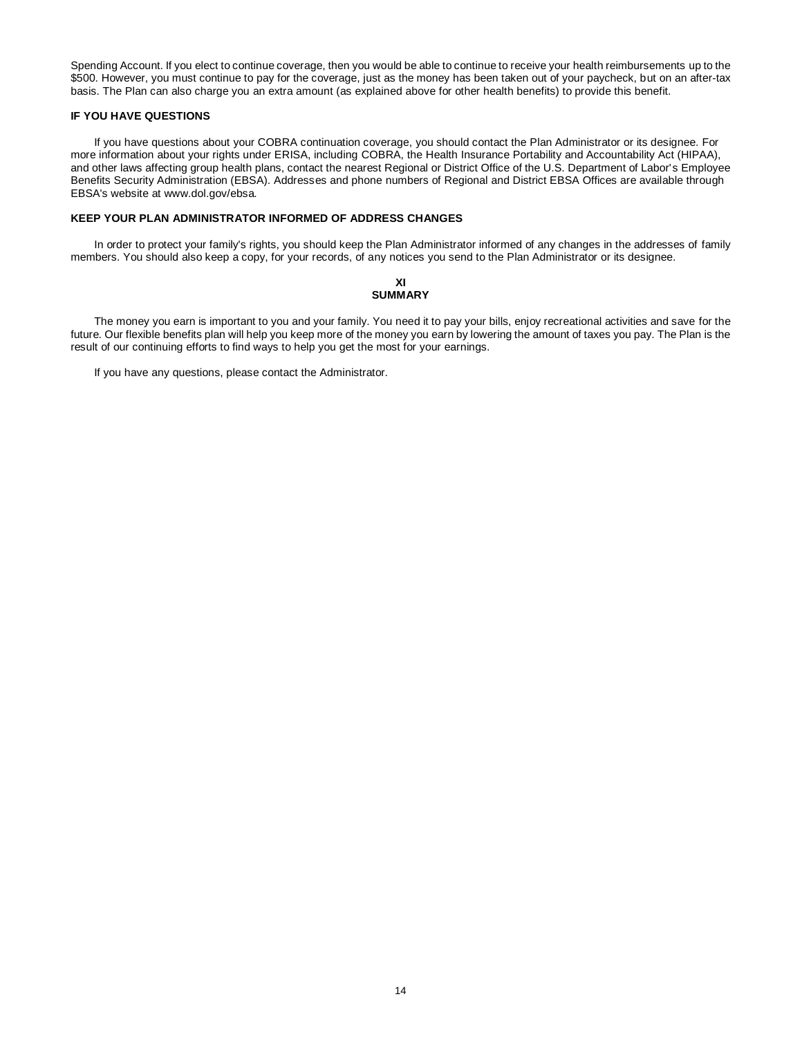Spending Account. If you elect to continue coverage, then you would be able to continue to receive your health reimbursements up to the $500. However, you must continue to pay for the coverage, just as the money has been taken out of your paycheck, but on an after-tax basis. The Plan can also charge you an extra amount (as explained above for other health benefits) to provide this benefit.

### IF YOU HAVE QUESTIONS

If you have questions about your COBRA continuation coverage, you should contact the Plan Administrator or its designee. For more information about your rights under ERISA, including COBRA, the Health Insurance Portability and Accountability Act (HIPAA), and other laws affecting group health plans, contact the nearest Regional or District Office of the U.S. Department of Labor's Employee Benefits Security Administration (EBSA). Addresses and phone numbers of Regional and District EBSA Offices are available through EBSA's website at www.dol.gov/ebsa.

### KEEP YOUR PLAN ADMINISTRATOR INFORMED OF ADDRESS CHANGES

In order to protect your family's rights, you should keep the Plan Administrator informed of any changes in the addresses of family members. You should also keep a copy, for your records, of any notices you send to the Plan Administrator or its designee.

## XI
## SUMMARY

The money you earn is important to you and your family. You need it to pay your bills, enjoy recreational activities and save for the future. Our flexible benefits plan will help you keep more of the money you earn by lowering the amount of taxes you pay. The Plan is the result of our continuing efforts to find ways to help you get the most for your earnings.

If you have any questions, please contact the Administrator.